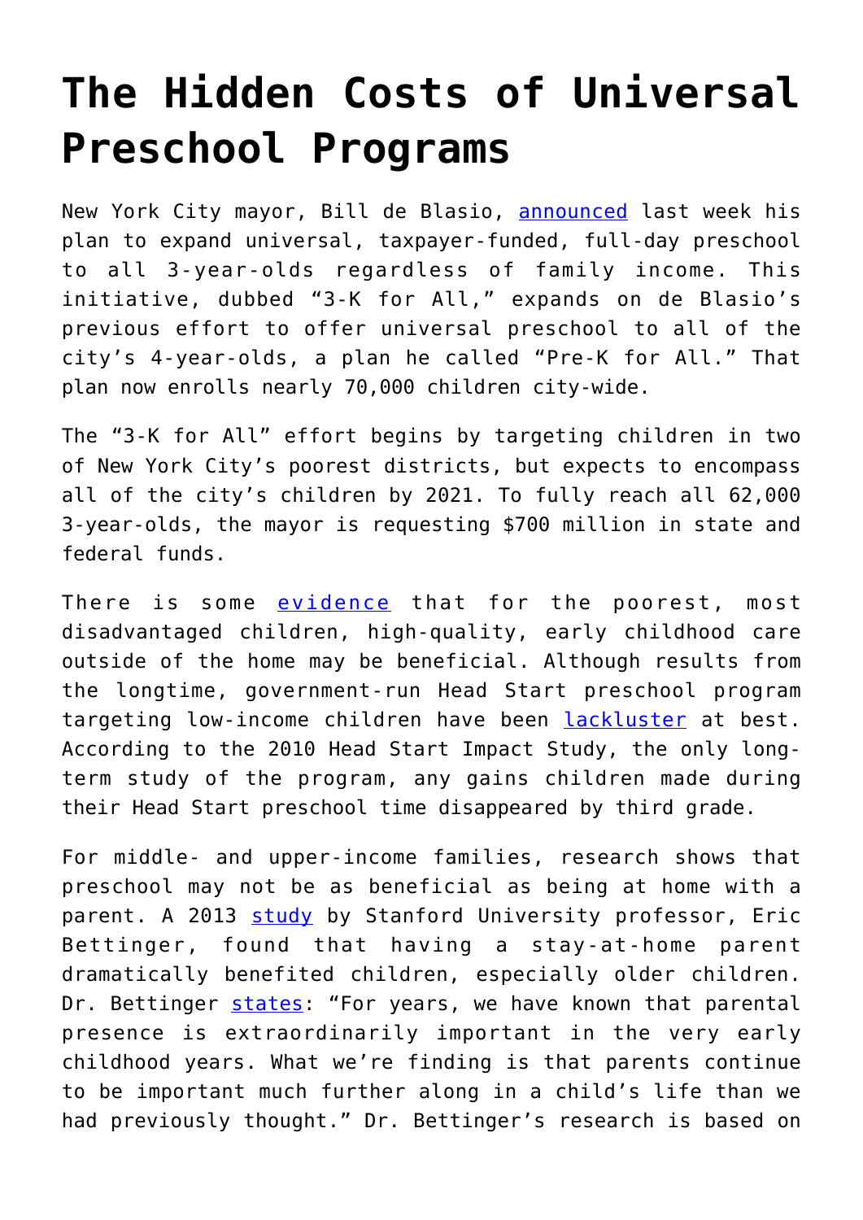# The Hidden Costs of Universal Preschool Programs

New York City mayor, Bill de Blasio, announced last week his plan to expand universal, taxpayer-funded, full-day preschool to all 3-year-olds regardless of family income. This initiative, dubbed "3-K for All," expands on de Blasio's previous effort to offer universal preschool to all of the city's 4-year-olds, a plan he called "Pre-K for All." That plan now enrolls nearly 70,000 children city-wide.

The "3-K for All" effort begins by targeting children in two of New York City's poorest districts, but expects to encompass all of the city's children by 2021. To fully reach all 62,000 3-year-olds, the mayor is requesting $700 million in state and federal funds.

There is some evidence that for the poorest, most disadvantaged children, high-quality, early childhood care outside of the home may be beneficial. Although results from the longtime, government-run Head Start preschool program targeting low-income children have been lackluster at best. According to the 2010 Head Start Impact Study, the only long-term study of the program, any gains children made during their Head Start preschool time disappeared by third grade.

For middle- and upper-income families, research shows that preschool may not be as beneficial as being at home with a parent. A 2013 study by Stanford University professor, Eric Bettinger, found that having a stay-at-home parent dramatically benefited children, especially older children. Dr. Bettinger states: "For years, we have known that parental presence is extraordinarily important in the very early childhood years. What we're finding is that parents continue to be important much further along in a child's life than we had previously thought." Dr. Bettinger's research is based on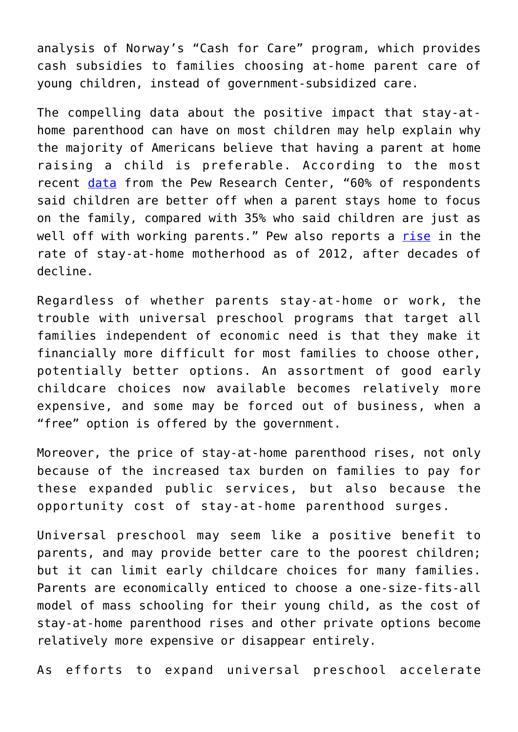analysis of Norway's "Cash for Care" program, which provides cash subsidies to families choosing at-home parent care of young children, instead of government-subsidized care.

The compelling data about the positive impact that stay-at-home parenthood can have on most children may help explain why the majority of Americans believe that having a parent at home raising a child is preferable. According to the most recent [data](#) from the Pew Research Center, "60% of respondents said children are better off when a parent stays home to focus on the family, compared with 35% who said children are just as well off with working parents." Pew also reports a [rise](#) in the rate of stay-at-home motherhood as of 2012, after decades of decline.

Regardless of whether parents stay-at-home or work, the trouble with universal preschool programs that target all families independent of economic need is that they make it financially more difficult for most families to choose other, potentially better options. An assortment of good early childcare choices now available becomes relatively more expensive, and some may be forced out of business, when a "free" option is offered by the government.

Moreover, the price of stay-at-home parenthood rises, not only because of the increased tax burden on families to pay for these expanded public services, but also because the opportunity cost of stay-at-home parenthood surges.

Universal preschool may seem like a positive benefit to parents, and may provide better care to the poorest children; but it can limit early childcare choices for many families. Parents are economically enticed to choose a one-size-fits-all model of mass schooling for their young child, as the cost of stay-at-home parenthood rises and other private options become relatively more expensive or disappear entirely.

As efforts to expand universal preschool accelerate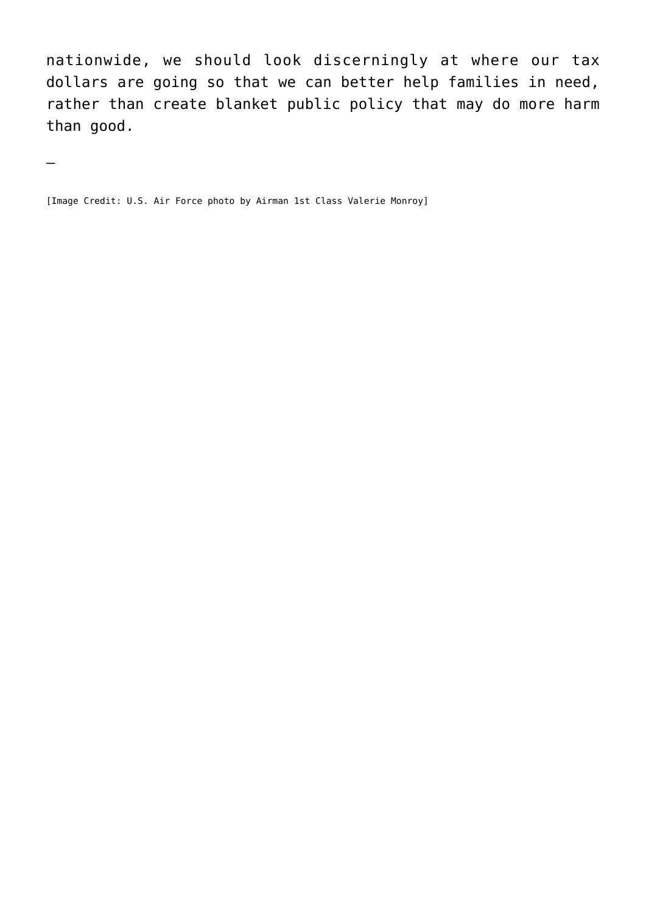nationwide, we should look discerningly at where our tax dollars are going so that we can better help families in need, rather than create blanket public policy that may do more harm than good.

—

[Image Credit: U.S. Air Force photo by Airman 1st Class Valerie Monroy]